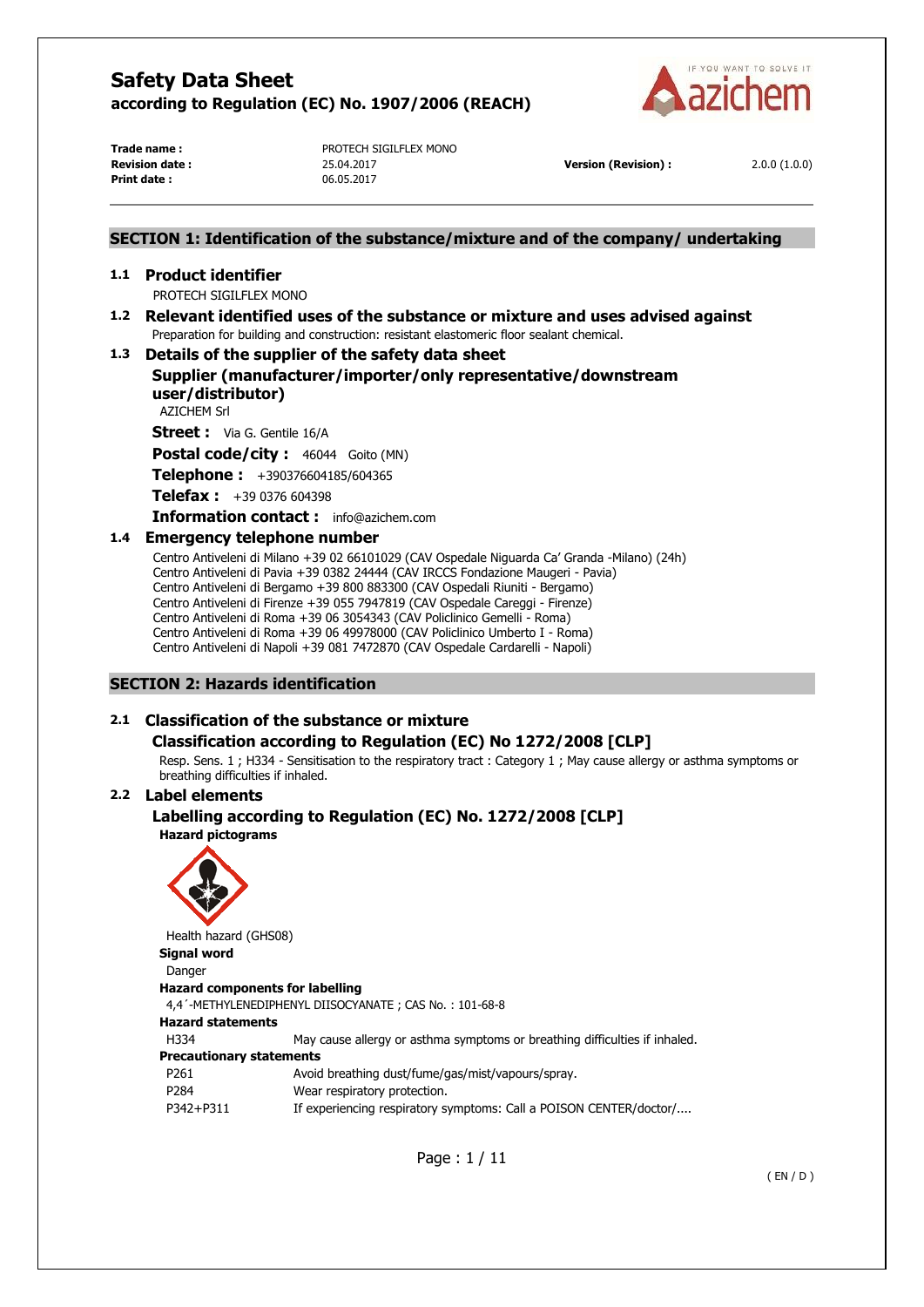# Safety Data Sheet

**according to Regulation (EC) No. 1907/2006 (REACH)**

| | | | |
|---|---|---|---|
| **Trade name :** | PROTECH SIGILFLEX MONO | | |
| **Revision date :** | 25.04.2017 | **Version (Revision) :** | 2.0.0 (1.0.0) |
| **Print date :** | 06.05.2017 | | |

## SECTION 1: Identification of the substance/mixture and of the company/ undertaking

### 1.1 Product identifier

PROTECH SIGILFLEX MONO

### 1.2 Relevant identified uses of the substance or mixture and uses advised against

Preparation for building and construction: resistant elastomeric floor sealant chemical.

### 1.3 Details of the supplier of the safety data sheet

**Supplier (manufacturer/importer/only representative/downstream user/distributor)**

AZICHEM Srl

**Street :** Via G. Gentile 16/A

**Postal code/city :** 46044 Goito (MN)

**Telephone :** +390376604185/604365

**Telefax :** +39 0376 604398

**Information contact :** info@azichem.com

### 1.4 Emergency telephone number

Centro Antiveleni di Milano +39 02 66101029 (CAV Ospedale Niguarda Ca' Granda -Milano) (24h)
Centro Antiveleni di Pavia +39 0382 24444 (CAV IRCCS Fondazione Maugeri - Pavia)
Centro Antiveleni di Bergamo +39 800 883300 (CAV Ospedali Riuniti - Bergamo)
Centro Antiveleni di Firenze +39 055 7947819 (CAV Ospedale Careggi - Firenze)
Centro Antiveleni di Roma +39 06 3054343 (CAV Policlinico Gemelli - Roma)
Centro Antiveleni di Roma +39 06 49978000 (CAV Policlinico Umberto I - Roma)
Centro Antiveleni di Napoli +39 081 7472870 (CAV Ospedale Cardarelli - Napoli)

## SECTION 2: Hazards identification

### 2.1 Classification of the substance or mixture

**Classification according to Regulation (EC) No 1272/2008 [CLP]**

Resp. Sens. 1 ; H334 - Sensitisation to the respiratory tract : Category 1 ; May cause allergy or asthma symptoms or breathing difficulties if inhaled.

### 2.2 Label elements

**Labelling according to Regulation (EC) No. 1272/2008 [CLP]**

**Hazard pictograms**

Health hazard (GHS08)

**Signal word**

Danger

**Hazard components for labelling**

4,4´-METHYLENEDIPHENYL DIISOCYANATE ; CAS No. : 101-68-8

**Hazard statements**

| | |
|---|---|
| H334 | May cause allergy or asthma symptoms or breathing difficulties if inhaled. |

**Precautionary statements**

| | |
|---|---|
| P261 | Avoid breathing dust/fume/gas/mist/vapours/spray. |
| P284 | Wear respiratory protection. |
| P342+P311 | If experiencing respiratory symptoms: Call a POISON CENTER/doctor/.... |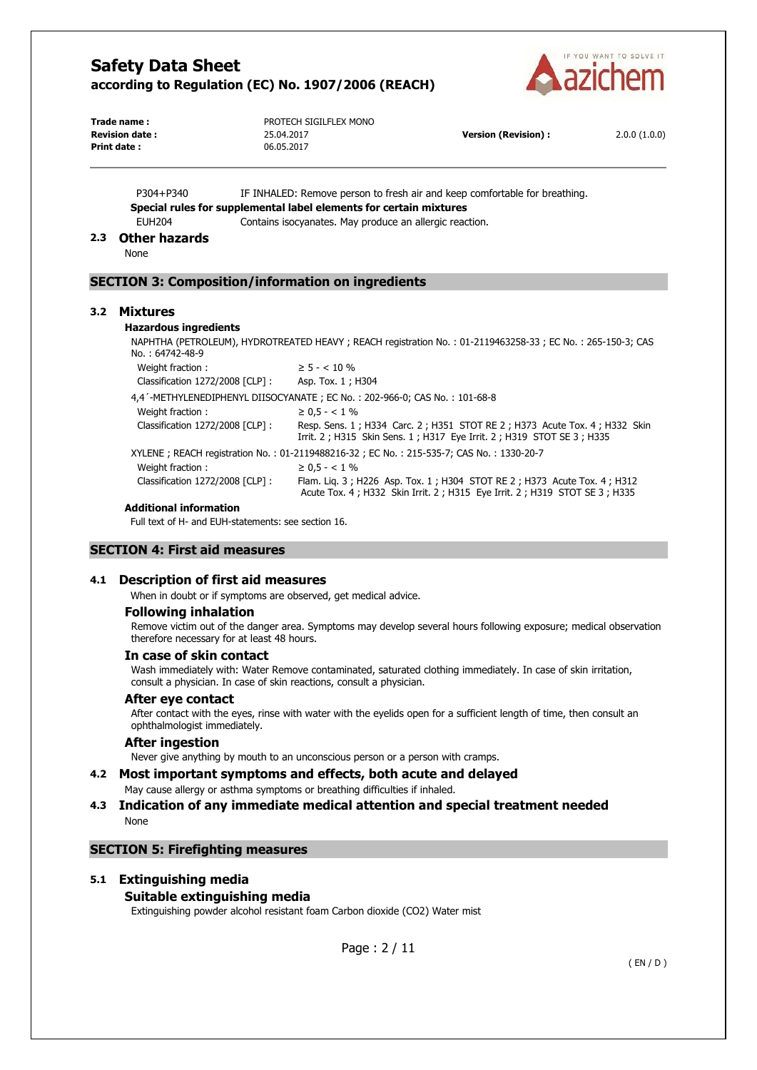P304+P340 IF INHALED: Remove person to fresh air and keep comfortable for breathing.

**Special rules for supplemental label elements for certain mixtures**

EUH204 Contains isocyanates. May produce an allergic reaction.

## 2.3 Other hazards

None

## SECTION 3: Composition/information on ingredients

## 3.2 Mixtures

### Hazardous ingredients

NAPHTHA (PETROLEUM), HYDROTREATED HEAVY ; REACH registration No. : 01-2119463258-33 ; EC No. : 265-150-3; CAS No. : 64742-48-9

| | |
|---|---|
| Weight fraction : | ≥ 5 - < 10 % |
| Classification 1272/2008 [CLP] : | Asp. Tox. 1 ; H304 |

4,4´-METHYLENEDIPHENYL DIISOCYANATE ; EC No. : 202-966-0; CAS No. : 101-68-8

| | |
|---|---|
| Weight fraction : | ≥ 0,5 - < 1 % |
| Classification 1272/2008 [CLP] : | Resp. Sens. 1 ; H334 Carc. 2 ; H351 STOT RE 2 ; H373 Acute Tox. 4 ; H332 Skin Irrit. 2 ; H315 Skin Sens. 1 ; H317 Eye Irrit. 2 ; H319 STOT SE 3 ; H335 |

XYLENE ; REACH registration No. : 01-2119488216-32 ; EC No. : 215-535-7; CAS No. : 1330-20-7

| | |
|---|---|
| Weight fraction : | ≥ 0,5 - < 1 % |
| Classification 1272/2008 [CLP] : | Flam. Liq. 3 ; H226 Asp. Tox. 1 ; H304 STOT RE 2 ; H373 Acute Tox. 4 ; H312 Acute Tox. 4 ; H332 Skin Irrit. 2 ; H315 Eye Irrit. 2 ; H319 STOT SE 3 ; H335 |

### Additional information

Full text of H- and EUH-statements: see section 16.

## SECTION 4: First aid measures

## 4.1 Description of first aid measures

When in doubt or if symptoms are observed, get medical advice.

### Following inhalation

Remove victim out of the danger area. Symptoms may develop several hours following exposure; medical observation therefore necessary for at least 48 hours.

### In case of skin contact

Wash immediately with: Water Remove contaminated, saturated clothing immediately. In case of skin irritation, consult a physician. In case of skin reactions, consult a physician.

### After eye contact

After contact with the eyes, rinse with water with the eyelids open for a sufficient length of time, then consult an ophthalmologist immediately.

### After ingestion

Never give anything by mouth to an unconscious person or a person with cramps.

## 4.2 Most important symptoms and effects, both acute and delayed

May cause allergy or asthma symptoms or breathing difficulties if inhaled.

## 4.3 Indication of any immediate medical attention and special treatment needed

None

## SECTION 5: Firefighting measures

## 5.1 Extinguishing media

### Suitable extinguishing media

Extinguishing powder alcohol resistant foam Carbon dioxide ($CO_2$) Water mist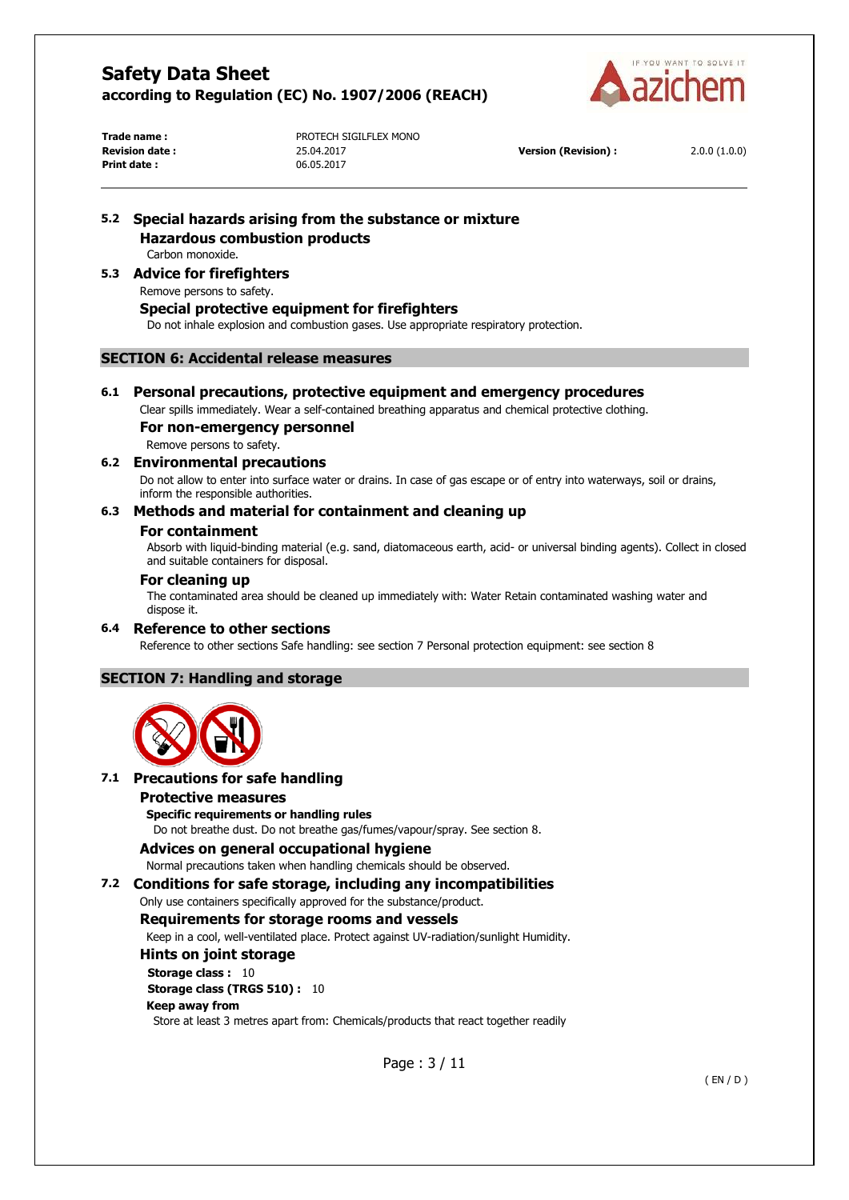### 5.2 Special hazards arising from the substance or mixture

**Hazardous combustion products**

Carbon monoxide.

### 5.3 Advice for firefighters

Remove persons to safety.

**Special protective equipment for firefighters**

Do not inhale explosion and combustion gases. Use appropriate respiratory protection.

## SECTION 6: Accidental release measures

### 6.1 Personal precautions, protective equipment and emergency procedures

Clear spills immediately. Wear a self-contained breathing apparatus and chemical protective clothing.

**For non-emergency personnel**

Remove persons to safety.

### 6.2 Environmental precautions

Do not allow to enter into surface water or drains. In case of gas escape or of entry into waterways, soil or drains, inform the responsible authorities.

### 6.3 Methods and material for containment and cleaning up

**For containment**

Absorb with liquid-binding material (e.g. sand, diatomaceous earth, acid- or universal binding agents). Collect in closed and suitable containers for disposal.

**For cleaning up**

The contaminated area should be cleaned up immediately with: Water Retain contaminated washing water and dispose it.

### 6.4 Reference to other sections

Reference to other sections Safe handling: see section 7 Personal protection equipment: see section 8

## SECTION 7: Handling and storage

### 7.1 Precautions for safe handling

**Protective measures**

**Specific requirements or handling rules**

Do not breathe dust. Do not breathe gas/fumes/vapour/spray. See section 8.

**Advices on general occupational hygiene**

Normal precautions taken when handling chemicals should be observed.

### 7.2 Conditions for safe storage, including any incompatibilities

Only use containers specifically approved for the substance/product.

**Requirements for storage rooms and vessels**

Keep in a cool, well-ventilated place. Protect against UV-radiation/sunlight Humidity.

**Hints on joint storage**

**Storage class :** 10

**Storage class (TRGS 510) :** 10

**Keep away from**

Store at least 3 metres apart from: Chemicals/products that react together readily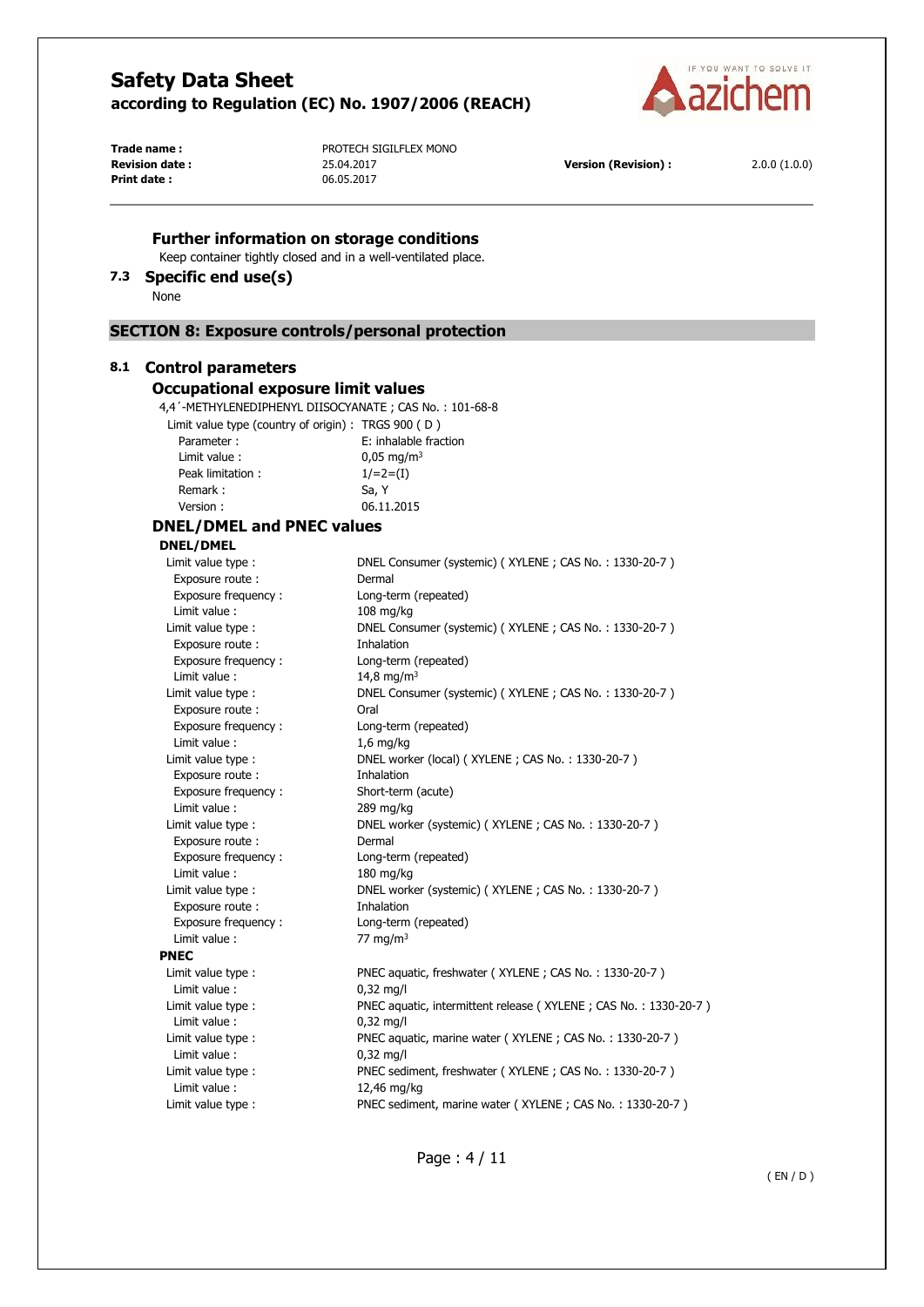### Further information on storage conditions

Keep container tightly closed and in a well-ventilated place.

### 7.3 Specific end use(s)

None

## SECTION 8: Exposure controls/personal protection

### 8.1 Control parameters

### Occupational exposure limit values

4,4´-METHYLENEDIPHENYL DIISOCYANATE ; CAS No. : 101-68-8

| | |
|---|---|
| Limit value type (country of origin) : | TRGS 900 ( D ) |
| Parameter : | E: inhalable fraction |
| Limit value : | 0,05 mg/m³ |
| Peak limitation : | 1/=2=(I) |
| Remark : | Sa, Y |
| Version : | 06.11.2015 |

### DNEL/DMEL and PNEC values

**DNEL/DMEL**

| | |
|---|---|
| Limit value type : | DNEL Consumer (systemic) ( XYLENE ; CAS No. : 1330-20-7 ) |
| Exposure route : | Dermal |
| Exposure frequency : | Long-term (repeated) |
| Limit value : | 108 mg/kg |
| Limit value type : | DNEL Consumer (systemic) ( XYLENE ; CAS No. : 1330-20-7 ) |
| Exposure route : | Inhalation |
| Exposure frequency : | Long-term (repeated) |
| Limit value : | 14,8 mg/m³ |
| Limit value type : | DNEL Consumer (systemic) ( XYLENE ; CAS No. : 1330-20-7 ) |
| Exposure route : | Oral |
| Exposure frequency : | Long-term (repeated) |
| Limit value : | 1,6 mg/kg |
| Limit value type : | DNEL worker (local) ( XYLENE ; CAS No. : 1330-20-7 ) |
| Exposure route : | Inhalation |
| Exposure frequency : | Short-term (acute) |
| Limit value : | 289 mg/kg |
| Limit value type : | DNEL worker (systemic) ( XYLENE ; CAS No. : 1330-20-7 ) |
| Exposure route : | Dermal |
| Exposure frequency : | Long-term (repeated) |
| Limit value : | 180 mg/kg |
| Limit value type : | DNEL worker (systemic) ( XYLENE ; CAS No. : 1330-20-7 ) |
| Exposure route : | Inhalation |
| Exposure frequency : | Long-term (repeated) |
| Limit value : | 77 mg/m³ |

**PNEC**

| | |
|---|---|
| Limit value type : | PNEC aquatic, freshwater ( XYLENE ; CAS No. : 1330-20-7 ) |
| Limit value : | 0,32 mg/l |
| Limit value type : | PNEC aquatic, intermittent release ( XYLENE ; CAS No. : 1330-20-7 ) |
| Limit value : | 0,32 mg/l |
| Limit value type : | PNEC aquatic, marine water ( XYLENE ; CAS No. : 1330-20-7 ) |
| Limit value : | 0,32 mg/l |
| Limit value type : | PNEC sediment, freshwater ( XYLENE ; CAS No. : 1330-20-7 ) |
| Limit value : | 12,46 mg/kg |
| Limit value type : | PNEC sediment, marine water ( XYLENE ; CAS No. : 1330-20-7 ) |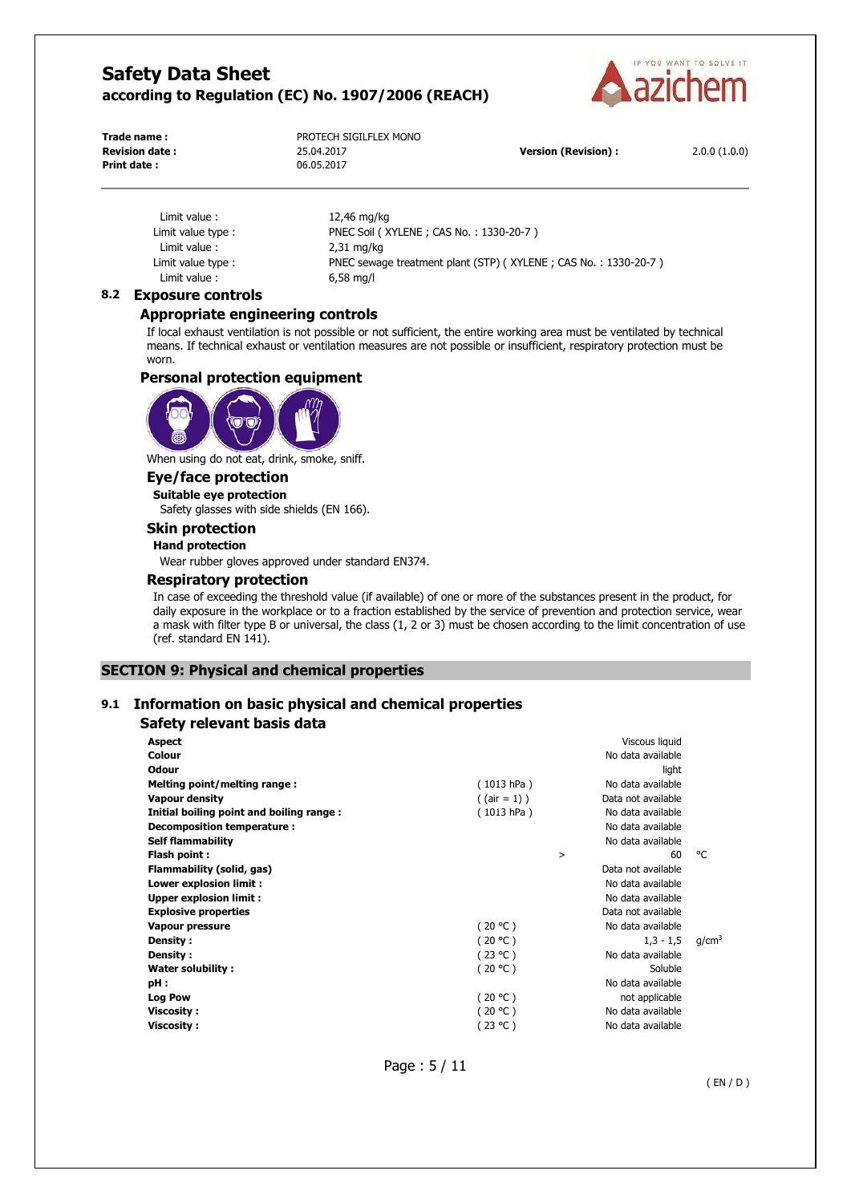| | |
|---|---|
| Limit value : | 12,46 mg/kg |
| Limit value type : | PNEC Soil ( XYLENE ; CAS No. : 1330-20-7 ) |
| Limit value : | 2,31 mg/kg |
| Limit value type : | PNEC sewage treatment plant (STP) ( XYLENE ; CAS No. : 1330-20-7 ) |
| Limit value : | 6,58 mg/l |

## 8.2 Exposure controls

### Appropriate engineering controls

If local exhaust ventilation is not possible or not sufficient, the entire working area must be ventilated by technical means. If technical exhaust or ventilation measures are not possible or insufficient, respiratory protection must be worn.

### Personal protection equipment

When using do not eat, drink, smoke, sniff.

#### Eye/face protection

**Suitable eye protection**

Safety glasses with side shields (EN 166).

#### Skin protection

**Hand protection**

Wear rubber gloves approved under standard EN374.

#### Respiratory protection

In case of exceeding the threshold value (if available) of one or more of the substances present in the product, for daily exposure in the workplace or to a fraction established by the service of prevention and protection service, wear a mask with filter type B or universal, the class (1, 2 or 3) must be chosen according to the limit concentration of use (ref. standard EN 141).

# SECTION 9: Physical and chemical properties

## 9.1 Information on basic physical and chemical properties

### Safety relevant basis data

| Property | Condition | | Value | Unit |
|---|---|---|---|---|
| **Aspect** | | | Viscous liquid | |
| **Colour** | | | No data available | |
| **Odour** | | | light | |
| **Melting point/melting range :** | ( 1013 hPa ) | | No data available | |
| **Vapour density** | ( (air = 1) ) | | Data not available | |
| **Initial boiling point and boiling range :** | ( 1013 hPa ) | | No data available | |
| **Decomposition temperature :** | | | No data available | |
| **Self flammability** | | | No data available | |
| **Flash point :** | | > | 60 | °C |
| **Flammability (solid, gas)** | | | Data not available | |
| **Lower explosion limit :** | | | No data available | |
| **Upper explosion limit :** | | | No data available | |
| **Explosive properties** | | | Data not available | |
| **Vapour pressure** | ( 20 °C ) | | No data available | |
| **Density :** | ( 20 °C ) | | 1,3 - 1,5 | g/cm³ |
| **Density :** | ( 23 °C ) | | No data available | |
| **Water solubility :** | ( 20 °C ) | | Soluble | |
| **pH :** | | | No data available | |
| **Log Pow** | ( 20 °C ) | | not applicable | |
| **Viscosity :** | ( 20 °C ) | | No data available | |
| **Viscosity :** | ( 23 °C ) | | No data available | |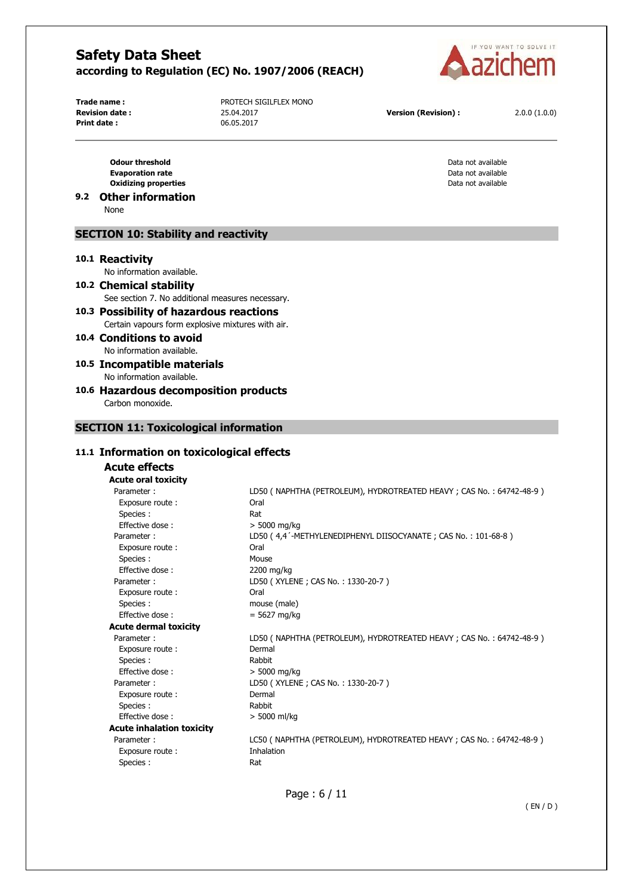| | |
|---|---|
| **Odour threshold** | Data not available |
| **Evaporation rate** | Data not available |
| **Oxidizing properties** | Data not available |

### 9.2 Other information

None

## SECTION 10: Stability and reactivity

### 10.1 Reactivity

No information available.

### 10.2 Chemical stability

See section 7. No additional measures necessary.

### 10.3 Possibility of hazardous reactions

Certain vapours form explosive mixtures with air.

### 10.4 Conditions to avoid

No information available.

### 10.5 Incompatible materials

No information available.

### 10.6 Hazardous decomposition products

Carbon monoxide.

## SECTION 11: Toxicological information

### 11.1 Information on toxicological effects

#### Acute effects

**Acute oral toxicity**

| | |
|---|---|
| Parameter : | LD50 ( NAPHTHA (PETROLEUM), HYDROTREATED HEAVY ; CAS No. : 64742-48-9 ) |
| Exposure route : | Oral |
| Species : | Rat |
| Effective dose : | > 5000 mg/kg |
| Parameter : | LD50 ( 4,4´-METHYLENEDIPHENYL DIISOCYANATE ; CAS No. : 101-68-8 ) |
| Exposure route : | Oral |
| Species : | Mouse |
| Effective dose : | 2200 mg/kg |
| Parameter : | LD50 ( XYLENE ; CAS No. : 1330-20-7 ) |
| Exposure route : | Oral |
| Species : | mouse (male) |
| Effective dose : | = 5627 mg/kg |

**Acute dermal toxicity**

| | |
|---|---|
| Parameter : | LD50 ( NAPHTHA (PETROLEUM), HYDROTREATED HEAVY ; CAS No. : 64742-48-9 ) |
| Exposure route : | Dermal |
| Species : | Rabbit |
| Effective dose : | > 5000 mg/kg |
| Parameter : | LD50 ( XYLENE ; CAS No. : 1330-20-7 ) |
| Exposure route : | Dermal |
| Species : | Rabbit |
| Effective dose : | > 5000 ml/kg |

**Acute inhalation toxicity**

| | |
|---|---|
| Parameter : | LC50 ( NAPHTHA (PETROLEUM), HYDROTREATED HEAVY ; CAS No. : 64742-48-9 ) |
| Exposure route : | Inhalation |
| Species : | Rat |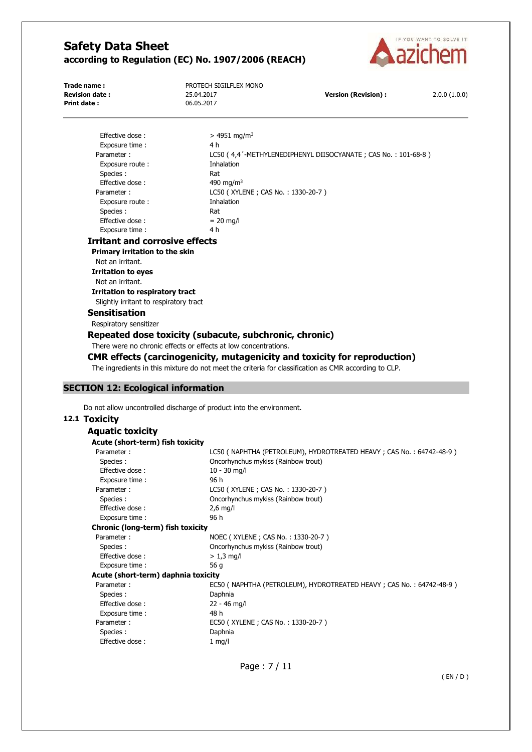Effective dose : > 4951 mg/m³
Exposure time : 4 h
Parameter : LC50 ( 4,4´-METHYLENEDIPHENYL DIISOCYANATE ; CAS No. : 101-68-8 )
Exposure route : Inhalation
Species : Rat
Effective dose : 490 mg/m³
Parameter : LC50 ( XYLENE ; CAS No. : 1330-20-7 )
Exposure route : Inhalation
Species : Rat
Effective dose : = 20 mg/l
Exposure time : 4 h

### Irritant and corrosive effects

**Primary irritation to the skin**

Not an irritant.

**Irritation to eyes**

Not an irritant.

**Irritation to respiratory tract**

Slightly irritant to respiratory tract

### Sensitisation

Respiratory sensitizer

### Repeated dose toxicity (subacute, subchronic, chronic)

There were no chronic effects or effects at low concentrations.

### CMR effects (carcinogenicity, mutagenicity and toxicity for reproduction)

The ingredients in this mixture do not meet the criteria for classification as CMR according to CLP.

## SECTION 12: Ecological information

Do not allow uncontrolled discharge of product into the environment.

### 12.1 Toxicity

#### Aquatic toxicity

**Acute (short-term) fish toxicity**

Parameter : LC50 ( NAPHTHA (PETROLEUM), HYDROTREATED HEAVY ; CAS No. : 64742-48-9 )
Species : Oncorhynchus mykiss (Rainbow trout)
Effective dose : 10 - 30 mg/l
Exposure time : 96 h
Parameter : LC50 ( XYLENE ; CAS No. : 1330-20-7 )
Species : Oncorhynchus mykiss (Rainbow trout)
Effective dose : 2,6 mg/l
Exposure time : 96 h

**Chronic (long-term) fish toxicity**

Parameter : NOEC ( XYLENE ; CAS No. : 1330-20-7 )
Species : Oncorhynchus mykiss (Rainbow trout)
Effective dose : > 1,3 mg/l
Exposure time : 56 g

**Acute (short-term) daphnia toxicity**

Parameter : EC50 ( NAPHTHA (PETROLEUM), HYDROTREATED HEAVY ; CAS No. : 64742-48-9 )
Species : Daphnia
Effective dose : 22 - 46 mg/l
Exposure time : 48 h
Parameter : EC50 ( XYLENE ; CAS No. : 1330-20-7 )
Species : Daphnia
Effective dose : 1 mg/l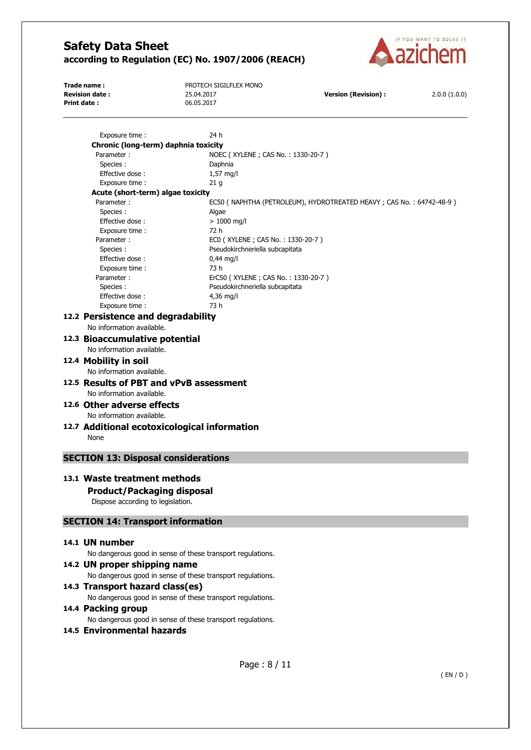Exposure time : 24 h

**Chronic (long-term) daphnia toxicity**

| | |
|---|---|
| Parameter : | NOEC ( XYLENE ; CAS No. : 1330-20-7 ) |
| Species : | Daphnia |
| Effective dose : | 1,57 mg/l |
| Exposure time : | 21 g |

**Acute (short-term) algae toxicity**

| | |
|---|---|
| Parameter : | EC50 ( NAPHTHA (PETROLEUM), HYDROTREATED HEAVY ; CAS No. : 64742-48-9 ) |
| Species : | Algae |
| Effective dose : | > 1000 mg/l |
| Exposure time : | 72 h |
| Parameter : | EC0 ( XYLENE ; CAS No. : 1330-20-7 ) |
| Species : | Pseudokirchneriella subcapitata |
| Effective dose : | 0,44 mg/l |
| Exposure time : | 73 h |
| Parameter : | ErC50 ( XYLENE ; CAS No. : 1330-20-7 ) |
| Species : | Pseudokirchneriella subcapitata |
| Effective dose : | 4,36 mg/l |
| Exposure time : | 73 h |

### 12.2 Persistence and degradability

No information available.

### 12.3 Bioaccumulative potential

No information available.

### 12.4 Mobility in soil

No information available.

### 12.5 Results of PBT and vPvB assessment

No information available.

### 12.6 Other adverse effects

No information available.

### 12.7 Additional ecotoxicological information

None

## SECTION 13: Disposal considerations

### 13.1 Waste treatment methods

**Product/Packaging disposal**

Dispose according to legislation.

## SECTION 14: Transport information

### 14.1 UN number

No dangerous good in sense of these transport regulations.

### 14.2 UN proper shipping name

No dangerous good in sense of these transport regulations.

### 14.3 Transport hazard class(es)

No dangerous good in sense of these transport regulations.

### 14.4 Packing group

No dangerous good in sense of these transport regulations.

### 14.5 Environmental hazards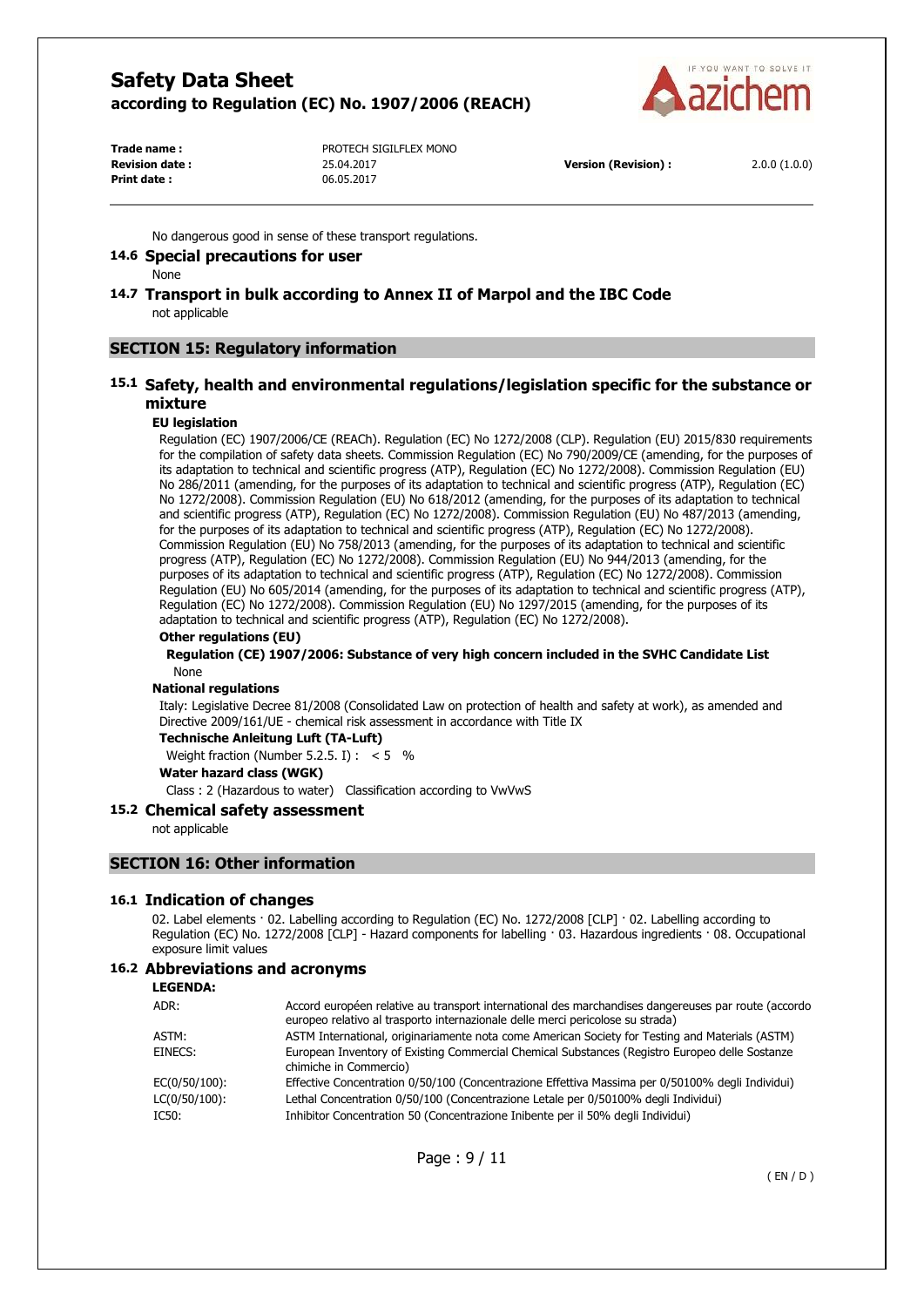No dangerous good in sense of these transport regulations.

### 14.6 Special precautions for user

None

### 14.7 Transport in bulk according to Annex II of Marpol and the IBC Code

not applicable

## SECTION 15: Regulatory information

### 15.1 Safety, health and environmental regulations/legislation specific for the substance or mixture

**EU legislation**

Regulation (EC) 1907/2006/CE (REACh). Regulation (EC) No 1272/2008 (CLP). Regulation (EU) 2015/830 requirements for the compilation of safety data sheets. Commission Regulation (EC) No 790/2009/CE (amending, for the purposes of its adaptation to technical and scientific progress (ATP), Regulation (EC) No 1272/2008). Commission Regulation (EU) No 286/2011 (amending, for the purposes of its adaptation to technical and scientific progress (ATP), Regulation (EC) No 1272/2008). Commission Regulation (EU) No 618/2012 (amending, for the purposes of its adaptation to technical and scientific progress (ATP), Regulation (EC) No 1272/2008). Commission Regulation (EU) No 487/2013 (amending, for the purposes of its adaptation to technical and scientific progress (ATP), Regulation (EC) No 1272/2008). Commission Regulation (EU) No 758/2013 (amending, for the purposes of its adaptation to technical and scientific progress (ATP), Regulation (EC) No 1272/2008). Commission Regulation (EU) No 944/2013 (amending, for the purposes of its adaptation to technical and scientific progress (ATP), Regulation (EC) No 1272/2008). Commission Regulation (EU) No 605/2014 (amending, for the purposes of its adaptation to technical and scientific progress (ATP), Regulation (EC) No 1272/2008). Commission Regulation (EU) No 1297/2015 (amending, for the purposes of its adaptation to technical and scientific progress (ATP), Regulation (EC) No 1272/2008).

**Other regulations (EU)**

**Regulation (CE) 1907/2006: Substance of very high concern included in the SVHC Candidate List**

None

**National regulations**

Italy: Legislative Decree 81/2008 (Consolidated Law on protection of health and safety at work), as amended and Directive 2009/161/UE - chemical risk assessment in accordance with Title IX

**Technische Anleitung Luft (TA-Luft)**

Weight fraction (Number 5.2.5. I) : < 5 %

**Water hazard class (WGK)**

Class : 2 (Hazardous to water) Classification according to VwVwS

### 15.2 Chemical safety assessment

not applicable

## SECTION 16: Other information

### 16.1 Indication of changes

02. Label elements · 02. Labelling according to Regulation (EC) No. 1272/2008 [CLP] · 02. Labelling according to Regulation (EC) No. 1272/2008 [CLP] - Hazard components for labelling · 03. Hazardous ingredients · 08. Occupational exposure limit values

### 16.2 Abbreviations and acronyms

**LEGENDA:**

| | |
|---|---|
| ADR: | Accord européen relative au transport international des marchandises dangereuses par route (accordo europeo relativo al trasporto internazionale delle merci pericolose su strada) |
| ASTM: | ASTM International, originariamente nota come American Society for Testing and Materials (ASTM) |
| EINECS: | European Inventory of Existing Commercial Chemical Substances (Registro Europeo delle Sostanze chimiche in Commercio) |
| EC(0/50/100): | Effective Concentration 0/50/100 (Concentrazione Effettiva Massima per 0/50100% degli Individui) |
| LC(0/50/100): | Lethal Concentration 0/50/100 (Concentrazione Letale per 0/50100% degli Individui) |
| IC50: | Inhibitor Concentration 50 (Concentrazione Inibente per il 50% degli Individui) |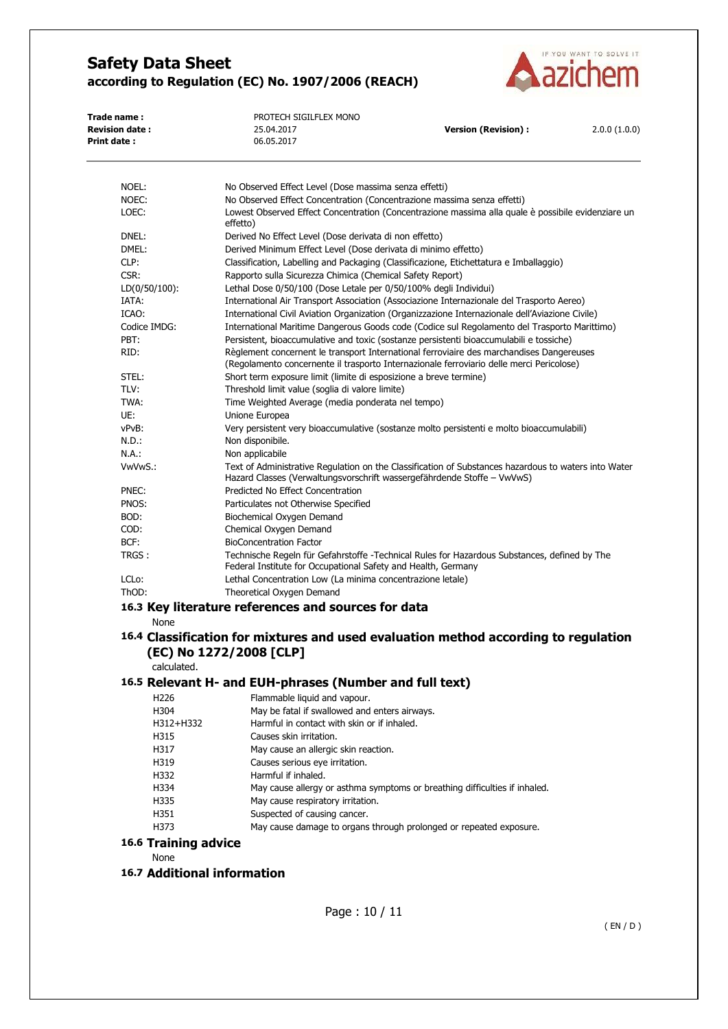| | |
|---|---|
| NOEL: | No Observed Effect Level (Dose massima senza effetti) |
| NOEC: | No Observed Effect Concentration (Concentrazione massima senza effetti) |
| LOEC: | Lowest Observed Effect Concentration (Concentrazione massima alla quale è possibile evidenziare un effetto) |
| DNEL: | Derived No Effect Level (Dose derivata di non effetto) |
| DMEL: | Derived Minimum Effect Level (Dose derivata di minimo effetto) |
| CLP: | Classification, Labelling and Packaging (Classificazione, Etichettatura e Imballaggio) |
| CSR: | Rapporto sulla Sicurezza Chimica (Chemical Safety Report) |
| LD(0/50/100): | Lethal Dose 0/50/100 (Dose Letale per 0/50/100% degli Individui) |
| IATA: | International Air Transport Association (Associazione Internazionale del Trasporto Aereo) |
| ICAO: | International Civil Aviation Organization (Organizzazione Internazionale dell'Aviazione Civile) |
| Codice IMDG: | International Maritime Dangerous Goods code (Codice sul Regolamento del Trasporto Marittimo) |
| PBT: | Persistent, bioaccumulative and toxic (sostanze persistenti bioaccumulabili e tossiche) |
| RID: | Règlement concernent le transport International ferroviaire des marchandises Dangereuses (Regolamento concernente il trasporto Internazionale ferroviario delle merci Pericolose) |
| STEL: | Short term exposure limit (limite di esposizione a breve termine) |
| TLV: | Threshold limit value (soglia di valore limite) |
| TWA: | Time Weighted Average (media ponderata nel tempo) |
| UE: | Unione Europea |
| vPvB: | Very persistent very bioaccumulative (sostanze molto persistenti e molto bioaccumulabili) |
| N.D.: | Non disponibile. |
| N.A.: | Non applicabile |
| VwVwS.: | Text of Administrative Regulation on the Classification of Substances hazardous to waters into Water Hazard Classes (Verwaltungsvorschrift wassergefährdende Stoffe – VwVwS) |
| PNEC: | Predicted No Effect Concentration |
| PNOS: | Particulates not Otherwise Specified |
| BOD: | Biochemical Oxygen Demand |
| COD: | Chemical Oxygen Demand |
| BCF: | BioConcentration Factor |
| TRGS : | Technische Regeln für Gefahrstoffe -Technical Rules for Hazardous Substances, defined by The Federal Institute for Occupational Safety and Health, Germany |
| LCLo: | Lethal Concentration Low (La minima concentrazione letale) |
| ThOD: | Theoretical Oxygen Demand |

## 16.3 Key literature references and sources for data

None

## 16.4 Classification for mixtures and used evaluation method according to regulation (EC) No 1272/2008 [CLP]

calculated.

## 16.5 Relevant H- and EUH-phrases (Number and full text)

| | |
|---|---|
| H226 | Flammable liquid and vapour. |
| H304 | May be fatal if swallowed and enters airways. |
| H312+H332 | Harmful in contact with skin or if inhaled. |
| H315 | Causes skin irritation. |
| H317 | May cause an allergic skin reaction. |
| H319 | Causes serious eye irritation. |
| H332 | Harmful if inhaled. |
| H334 | May cause allergy or asthma symptoms or breathing difficulties if inhaled. |
| H335 | May cause respiratory irritation. |
| H351 | Suspected of causing cancer. |
| H373 | May cause damage to organs through prolonged or repeated exposure. |

## 16.6 Training advice

None

## 16.7 Additional information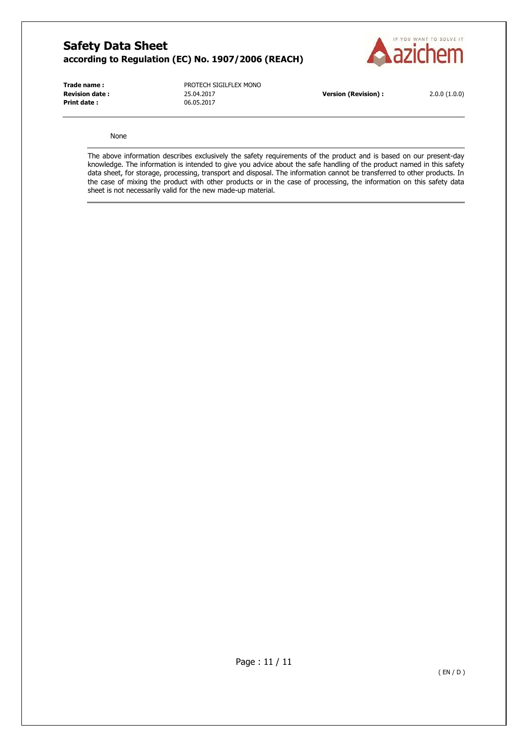None

The above information describes exclusively the safety requirements of the product and is based on our present-day knowledge. The information is intended to give you advice about the safe handling of the product named in this safety data sheet, for storage, processing, transport and disposal. The information cannot be transferred to other products. In the case of mixing the product with other products or in the case of processing, the information on this safety data sheet is not necessarily valid for the new made-up material.